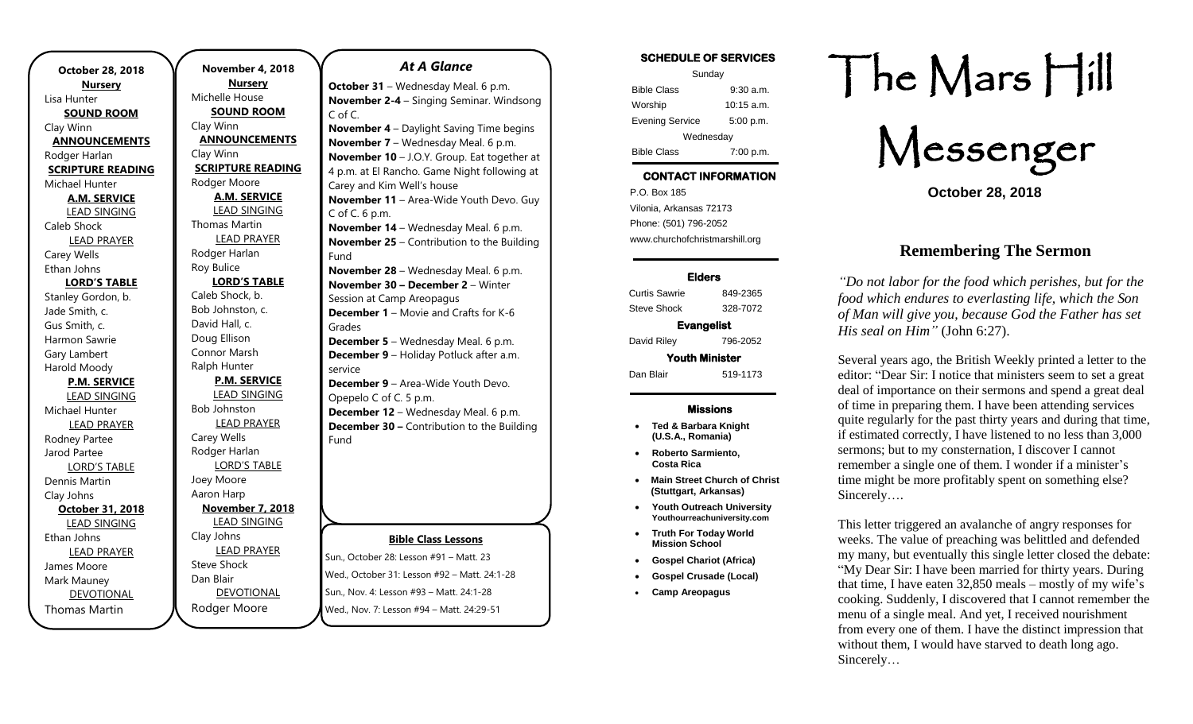**October 28, 2018**

**Nursery**

Lisa Hunter

**SOUND ROOM**

Clay Winn

**ANNOUNCEMENTS**

Rodger Harlan

**SCRIPTURE READING**

Michael Hunter

**A.M. SERVICE**

LEAD SINGING

Caleb Shock

LEAD PRAYER

Carey Wells

Ethan Johns

**LORD'S TABLE**

Stanley Gordon, b.

Jade Smith, c.

Gus Smith, c.

Harmon Sawrie

Gary Lambert

Harold Moody

**P.M. SERVICE**

LEAD SINGING

Michael Hunter

LEAD PRAYER

Rodney Partee

Jarod Partee

LORD'S TABLE

Dennis Martin

Clay Johns

**October 31, 2018**

LEAD SINGING

Ethan Johns

LEAD PRAYER

James Moore

Mark Mauney

DEVOTIONAL

Thomas Martin

**November 4, 2018**

**Nursery**

Michelle House

**SOUND ROOM**

Clay Winn

**ANNOUNCEMENTS**

Clay Winn

**SCRIPTURE READING**

Rodger Moore

**A.M. SERVICE**

LEAD SINGING

Thomas Martin

LEAD PRAYER

Rodger Harlan

Roy Bulice

**LORD'S TABLE**

Caleb Shock, b.

Bob Johnston, c.

David Hall, c.

Doug Ellison

Connor Marsh

Ralph Hunter

**P.M. SERVICE**

LEAD SINGING

Bob Johnston

LEAD PRAYER

Carey Wells

Rodger Harlan

LORD'S TABLE

Joey Moore

Aaron Harp

**November 7, 2018**

LEAD SINGING

Clay Johns

LEAD PRAYER

Steve Shock

Dan Blair

DEVOTIONAL

Rodger Moore

## *At A Glance*

**October 31** – Wednesday Meal. 6 p.m.
**November 2-4** – Singing Seminar. Windsong C of C.
**November 4** – Daylight Saving Time begins
**November 7** – Wednesday Meal. 6 p.m.
**November 10** – J.O.Y. Group. Eat together at 4 p.m. at El Rancho. Game Night following at Carey and Kim Well's house
**November 11** – Area-Wide Youth Devo. Guy C of C. 6 p.m.
**November 14** – Wednesday Meal. 6 p.m.
**November 25** – Contribution to the Building Fund
**November 28** – Wednesday Meal. 6 p.m.
**November 30 – December 2** – Winter Session at Camp Areopagus
**December 1** – Movie and Crafts for K-6 Grades
**December 5** – Wednesday Meal. 6 p.m.
**December 9** – Holiday Potluck after a.m. service
**December 9** – Area-Wide Youth Devo. Opepelo C of C. 5 p.m.
**December 12** – Wednesday Meal. 6 p.m.
**December 30 –** Contribution to the Building Fund

**Bible Class Lessons**

Sun., October 28: Lesson #91 – Matt. 23
Wed., October 31: Lesson #92 – Matt. 24:1-28
Sun., Nov. 4: Lesson #93 – Matt. 24:1-28
Wed., Nov. 7: Lesson #94 – Matt. 24:29-51

**SCHEDULE OF SERVICES**

| Sunday | |
|---|---|
| Bible Class | 9:30 a.m. |
| Worship | 10:15 a.m. |
| Evening Service | 5:00 p.m. |
| Wednesday | |
| Bible Class | 7:00 p.m. |

**CONTACT INFORMATION**

P.O. Box 185
Vilonia, Arkansas 72173
Phone: (501) 796-2052
www.churchofchristmarshill.org

**Elders**

Curtis Sawrie 849-2365
Steve Shock 328-7072

**Evangelist**

David Riley 796-2052

**Youth Minister**

Dan Blair 519-1173

**Missions**

- **Ted & Barbara Knight (U.S.A., Romania)**
- **Roberto Sarmiento, Costa Rica**
- **Main Street Church of Christ (Stuttgart, Arkansas)**
- **Youth Outreach University Youthourreachuniversity.com**
- **Truth For Today World Mission School**
- **Gospel Chariot (Africa)**
- **Gospel Crusade (Local)**
- **Camp Areopagus**

# The Mars Hill Messenger

**October 28, 2018**

## Remembering The Sermon

*"Do not labor for the food which perishes, but for the food which endures to everlasting life, which the Son of Man will give you, because God the Father has set His seal on Him"* (John 6:27).

Several years ago, the British Weekly printed a letter to the editor: "Dear Sir: I notice that ministers seem to set a great deal of importance on their sermons and spend a great deal of time in preparing them. I have been attending services quite regularly for the past thirty years and during that time, if estimated correctly, I have listened to no less than 3,000 sermons; but to my consternation, I discover I cannot remember a single one of them. I wonder if a minister's time might be more profitably spent on something else? Sincerely….

This letter triggered an avalanche of angry responses for weeks. The value of preaching was belittled and defended my many, but eventually this single letter closed the debate: "My Dear Sir: I have been married for thirty years. During that time, I have eaten 32,850 meals – mostly of my wife's cooking. Suddenly, I discovered that I cannot remember the menu of a single meal. And yet, I received nourishment from every one of them. I have the distinct impression that without them, I would have starved to death long ago. Sincerely…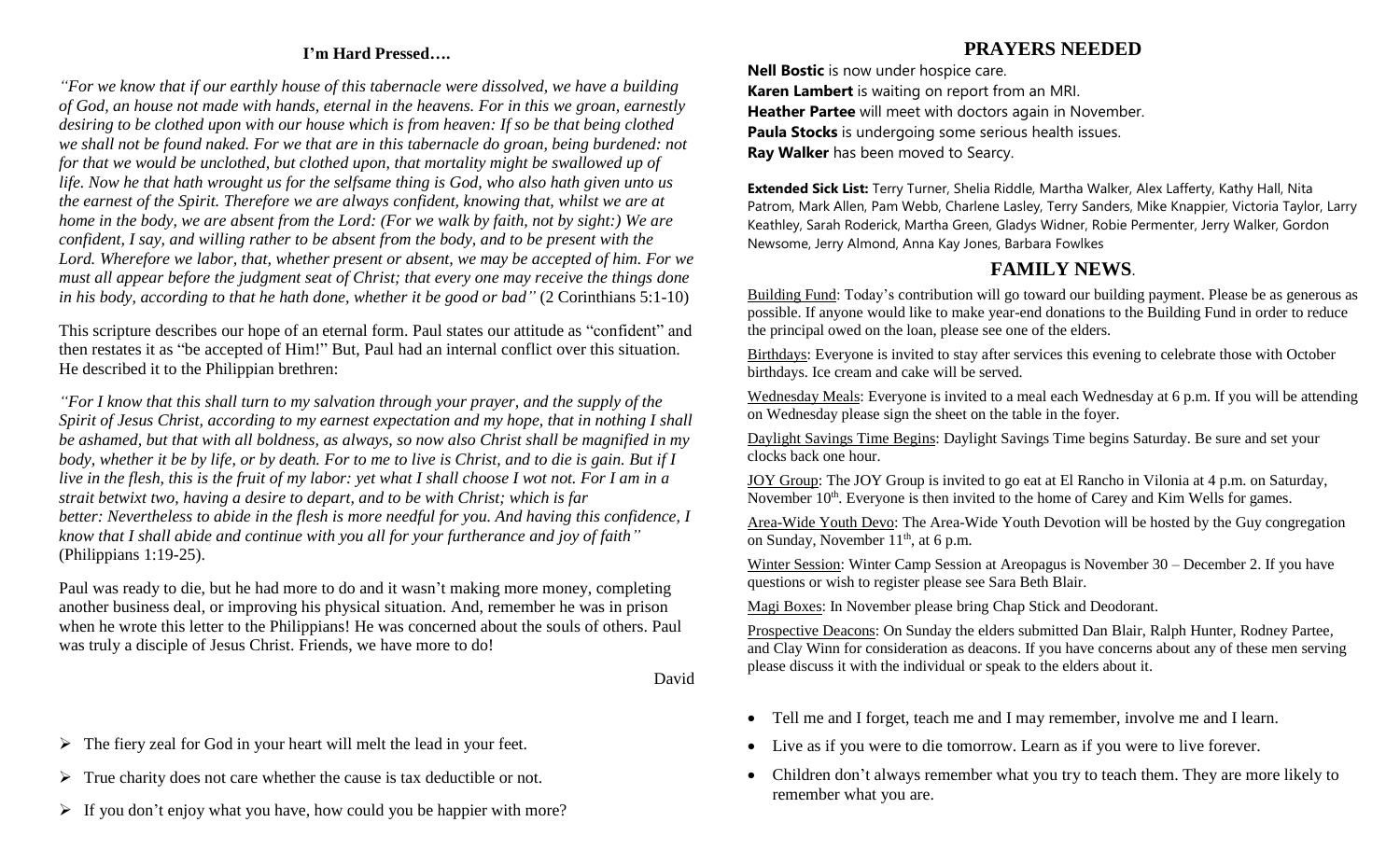## I'm Hard Pressed….

*"For we know that if our earthly house of this tabernacle were dissolved, we have a building of God, an house not made with hands, eternal in the heavens. For in this we groan, earnestly desiring to be clothed upon with our house which is from heaven: If so be that being clothed we shall not be found naked. For we that are in this tabernacle do groan, being burdened: not for that we would be unclothed, but clothed upon, that mortality might be swallowed up of life. Now he that hath wrought us for the selfsame thing is God, who also hath given unto us the earnest of the Spirit. Therefore we are always confident, knowing that, whilst we are at home in the body, we are absent from the Lord: (For we walk by faith, not by sight:) We are confident, I say, and willing rather to be absent from the body, and to be present with the Lord. Wherefore we labor, that, whether present or absent, we may be accepted of him. For we must all appear before the judgment seat of Christ; that every one may receive the things done in his body, according to that he hath done, whether it be good or bad"* (2 Corinthians 5:1-10)

This scripture describes our hope of an eternal form. Paul states our attitude as "confident" and then restates it as "be accepted of Him!" But, Paul had an internal conflict over this situation. He described it to the Philippian brethren:

*"For I know that this shall turn to my salvation through your prayer, and the supply of the Spirit of Jesus Christ, according to my earnest expectation and my hope, that in nothing I shall be ashamed, but that with all boldness, as always, so now also Christ shall be magnified in my body, whether it be by life, or by death. For to me to live is Christ, and to die is gain. But if I live in the flesh, this is the fruit of my labor: yet what I shall choose I wot not. For I am in a strait betwixt two, having a desire to depart, and to be with Christ; which is far better: Nevertheless to abide in the flesh is more needful for you. And having this confidence, I know that I shall abide and continue with you all for your furtherance and joy of faith"* (Philippians 1:19-25).

Paul was ready to die, but he had more to do and it wasn't making more money, completing another business deal, or improving his physical situation. And, remember he was in prison when he wrote this letter to the Philippians! He was concerned about the souls of others. Paul was truly a disciple of Jesus Christ. Friends, we have more to do!

David

- The fiery zeal for God in your heart will melt the lead in your feet.
- True charity does not care whether the cause is tax deductible or not.
- If you don't enjoy what you have, how could you be happier with more?

## PRAYERS NEEDED

**Nell Bostic** is now under hospice care.
**Karen Lambert** is waiting on report from an MRI.
**Heather Partee** will meet with doctors again in November.
**Paula Stocks** is undergoing some serious health issues.
**Ray Walker** has been moved to Searcy.

**Extended Sick List:** Terry Turner, Shelia Riddle, Martha Walker, Alex Lafferty, Kathy Hall, Nita Patrom, Mark Allen, Pam Webb, Charlene Lasley, Terry Sanders, Mike Knappier, Victoria Taylor, Larry Keathley, Sarah Roderick, Martha Green, Gladys Widner, Robie Permenter, Jerry Walker, Gordon Newsome, Jerry Almond, Anna Kay Jones, Barbara Fowlkes

## FAMILY NEWS.

Building Fund: Today's contribution will go toward our building payment. Please be as generous as possible. If anyone would like to make year-end donations to the Building Fund in order to reduce the principal owed on the loan, please see one of the elders.

Birthdays: Everyone is invited to stay after services this evening to celebrate those with October birthdays. Ice cream and cake will be served.

Wednesday Meals: Everyone is invited to a meal each Wednesday at 6 p.m. If you will be attending on Wednesday please sign the sheet on the table in the foyer.

Daylight Savings Time Begins: Daylight Savings Time begins Saturday. Be sure and set your clocks back one hour.

JOY Group: The JOY Group is invited to go eat at El Rancho in Vilonia at 4 p.m. on Saturday, November 10th. Everyone is then invited to the home of Carey and Kim Wells for games.

Area-Wide Youth Devo: The Area-Wide Youth Devotion will be hosted by the Guy congregation on Sunday, November 11th, at 6 p.m.

Winter Session: Winter Camp Session at Areopagus is November 30 – December 2. If you have questions or wish to register please see Sara Beth Blair.

Magi Boxes: In November please bring Chap Stick and Deodorant.

Prospective Deacons: On Sunday the elders submitted Dan Blair, Ralph Hunter, Rodney Partee, and Clay Winn for consideration as deacons. If you have concerns about any of these men serving please discuss it with the individual or speak to the elders about it.

- Tell me and I forget, teach me and I may remember, involve me and I learn.
- Live as if you were to die tomorrow. Learn as if you were to live forever.
- Children don't always remember what you try to teach them. They are more likely to remember what you are.